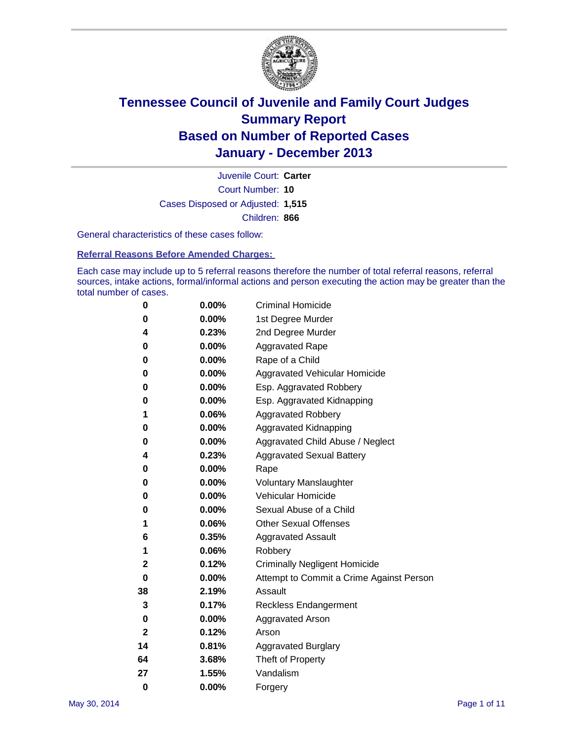# Tennessee Council of Juvenile and Family Court Judges
# Summary Report
# Based on Number of Reported Cases
# January - December 2013

Juvenile Court: **Carter**
Court Number: **10**
Cases Disposed or Adjusted: **1,515**
Children: **866**

General characteristics of these cases follow:

**Referral Reasons Before Amended Charges:**

Each case may include up to 5 referral reasons therefore the number of total referral reasons, referral sources, intake actions, formal/informal actions and person executing the action may be greater than the total number of cases.

| | | |
|---|---|---|
| 0 | 0.00% | Criminal Homicide |
| 0 | 0.00% | 1st Degree Murder |
| 4 | 0.23% | 2nd Degree Murder |
| 0 | 0.00% | Aggravated Rape |
| 0 | 0.00% | Rape of a Child |
| 0 | 0.00% | Aggravated Vehicular Homicide |
| 0 | 0.00% | Esp. Aggravated Robbery |
| 0 | 0.00% | Esp. Aggravated Kidnapping |
| 1 | 0.06% | Aggravated Robbery |
| 0 | 0.00% | Aggravated Kidnapping |
| 0 | 0.00% | Aggravated Child Abuse / Neglect |
| 4 | 0.23% | Aggravated Sexual Battery |
| 0 | 0.00% | Rape |
| 0 | 0.00% | Voluntary Manslaughter |
| 0 | 0.00% | Vehicular Homicide |
| 0 | 0.00% | Sexual Abuse of a Child |
| 1 | 0.06% | Other Sexual Offenses |
| 6 | 0.35% | Aggravated Assault |
| 1 | 0.06% | Robbery |
| 2 | 0.12% | Criminally Negligent Homicide |
| 0 | 0.00% | Attempt to Commit a Crime Against Person |
| 38 | 2.19% | Assault |
| 3 | 0.17% | Reckless Endangerment |
| 0 | 0.00% | Aggravated Arson |
| 2 | 0.12% | Arson |
| 14 | 0.81% | Aggravated Burglary |
| 64 | 3.68% | Theft of Property |
| 27 | 1.55% | Vandalism |
| 0 | 0.00% | Forgery |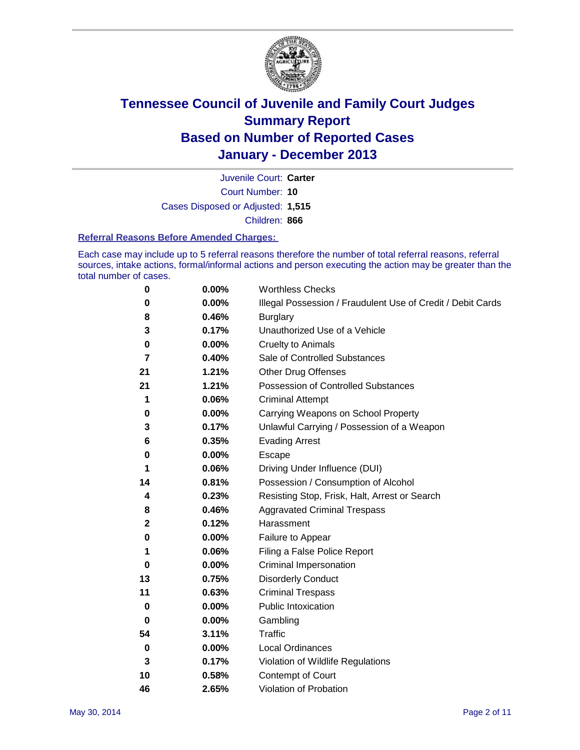# Tennessee Council of Juvenile and Family Court Judges
# Summary Report
# Based on Number of Reported Cases
# January - December 2013

Juvenile Court: **Carter**
Court Number: **10**
Cases Disposed or Adjusted: **1,515**
Children: **866**

### Referral Reasons Before Amended Charges:

Each case may include up to 5 referral reasons therefore the number of total referral reasons, referral sources, intake actions, formal/informal actions and person executing the action may be greater than the total number of cases.

| Count | Percent | Referral Reason |
|---|---|---|
| 0 | 0.00% | Worthless Checks |
| 0 | 0.00% | Illegal Possession / Fraudulent Use of Credit / Debit Cards |
| 8 | 0.46% | Burglary |
| 3 | 0.17% | Unauthorized Use of a Vehicle |
| 0 | 0.00% | Cruelty to Animals |
| 7 | 0.40% | Sale of Controlled Substances |
| 21 | 1.21% | Other Drug Offenses |
| 21 | 1.21% | Possession of Controlled Substances |
| 1 | 0.06% | Criminal Attempt |
| 0 | 0.00% | Carrying Weapons on School Property |
| 3 | 0.17% | Unlawful Carrying / Possession of a Weapon |
| 6 | 0.35% | Evading Arrest |
| 0 | 0.00% | Escape |
| 1 | 0.06% | Driving Under Influence (DUI) |
| 14 | 0.81% | Possession / Consumption of Alcohol |
| 4 | 0.23% | Resisting Stop, Frisk, Halt, Arrest or Search |
| 8 | 0.46% | Aggravated Criminal Trespass |
| 2 | 0.12% | Harassment |
| 0 | 0.00% | Failure to Appear |
| 1 | 0.06% | Filing a False Police Report |
| 0 | 0.00% | Criminal Impersonation |
| 13 | 0.75% | Disorderly Conduct |
| 11 | 0.63% | Criminal Trespass |
| 0 | 0.00% | Public Intoxication |
| 0 | 0.00% | Gambling |
| 54 | 3.11% | Traffic |
| 0 | 0.00% | Local Ordinances |
| 3 | 0.17% | Violation of Wildlife Regulations |
| 10 | 0.58% | Contempt of Court |
| 46 | 2.65% | Violation of Probation |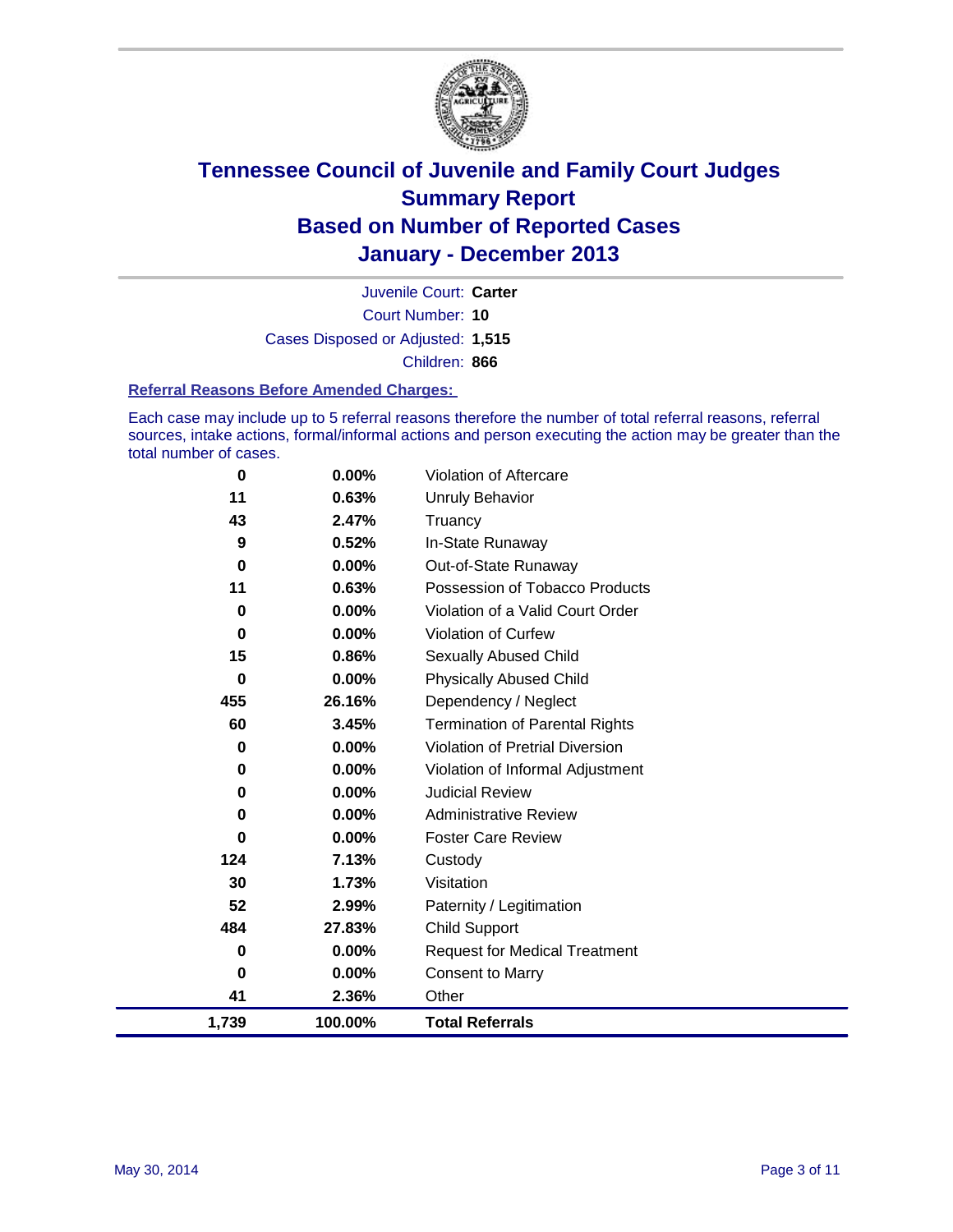# Tennessee Council of Juvenile and Family Court Judges
## Summary Report
## Based on Number of Reported Cases
## January - December 2013

Juvenile Court: **Carter**

Court Number: **10**

Cases Disposed or Adjusted: **1,515**

Children: **866**

### Referral Reasons Before Amended Charges:

Each case may include up to 5 referral reasons therefore the number of total referral reasons, referral sources, intake actions, formal/informal actions and person executing the action may be greater than the total number of cases.

| Count | Percent | Referral Reason |
|---|---|---|
| 0 | 0.00% | Violation of Aftercare |
| 11 | 0.63% | Unruly Behavior |
| 43 | 2.47% | Truancy |
| 9 | 0.52% | In-State Runaway |
| 0 | 0.00% | Out-of-State Runaway |
| 11 | 0.63% | Possession of Tobacco Products |
| 0 | 0.00% | Violation of a Valid Court Order |
| 0 | 0.00% | Violation of Curfew |
| 15 | 0.86% | Sexually Abused Child |
| 0 | 0.00% | Physically Abused Child |
| 455 | 26.16% | Dependency / Neglect |
| 60 | 3.45% | Termination of Parental Rights |
| 0 | 0.00% | Violation of Pretrial Diversion |
| 0 | 0.00% | Violation of Informal Adjustment |
| 0 | 0.00% | Judicial Review |
| 0 | 0.00% | Administrative Review |
| 0 | 0.00% | Foster Care Review |
| 124 | 7.13% | Custody |
| 30 | 1.73% | Visitation |
| 52 | 2.99% | Paternity / Legitimation |
| 484 | 27.83% | Child Support |
| 0 | 0.00% | Request for Medical Treatment |
| 0 | 0.00% | Consent to Marry |
| 41 | 2.36% | Other |
| **1,739** | **100.00%** | **Total Referrals** |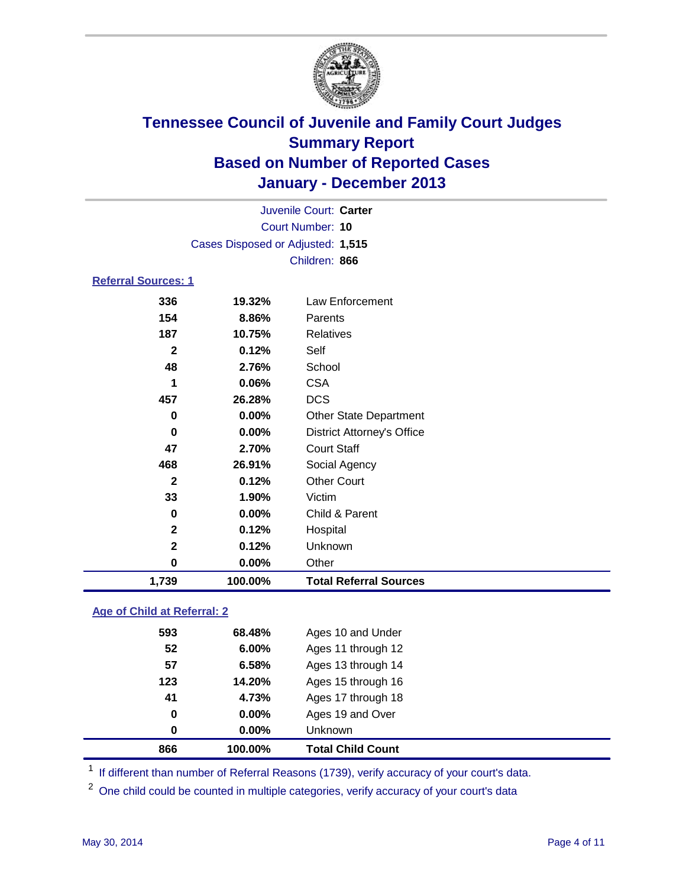# Tennessee Council of Juvenile and Family Court Judges
# Summary Report
# Based on Number of Reported Cases
# January - December 2013

Juvenile Court: **Carter**
Court Number: **10**
Cases Disposed or Adjusted: **1,515**
Children: **866**

### Referral Sources: 1

| | | |
|---|---|---|
| 336 | 19.32% | Law Enforcement |
| 154 | 8.86% | Parents |
| 187 | 10.75% | Relatives |
| 2 | 0.12% | Self |
| 48 | 2.76% | School |
| 1 | 0.06% | CSA |
| 457 | 26.28% | DCS |
| 0 | 0.00% | Other State Department |
| 0 | 0.00% | District Attorney's Office |
| 47 | 2.70% | Court Staff |
| 468 | 26.91% | Social Agency |
| 2 | 0.12% | Other Court |
| 33 | 1.90% | Victim |
| 0 | 0.00% | Child & Parent |
| 2 | 0.12% | Hospital |
| 2 | 0.12% | Unknown |
| 0 | 0.00% | Other |
| **1,739** | **100.00%** | **Total Referral Sources** |

### Age of Child at Referral: 2

| | | |
|---|---|---|
| 593 | 68.48% | Ages 10 and Under |
| 52 | 6.00% | Ages 11 through 12 |
| 57 | 6.58% | Ages 13 through 14 |
| 123 | 14.20% | Ages 15 through 16 |
| 41 | 4.73% | Ages 17 through 18 |
| 0 | 0.00% | Ages 19 and Over |
| 0 | 0.00% | Unknown |
| **866** | **100.00%** | **Total Child Count** |

[1] If different than number of Referral Reasons (1739), verify accuracy of your court's data.

[2] One child could be counted in multiple categories, verify accuracy of your court's data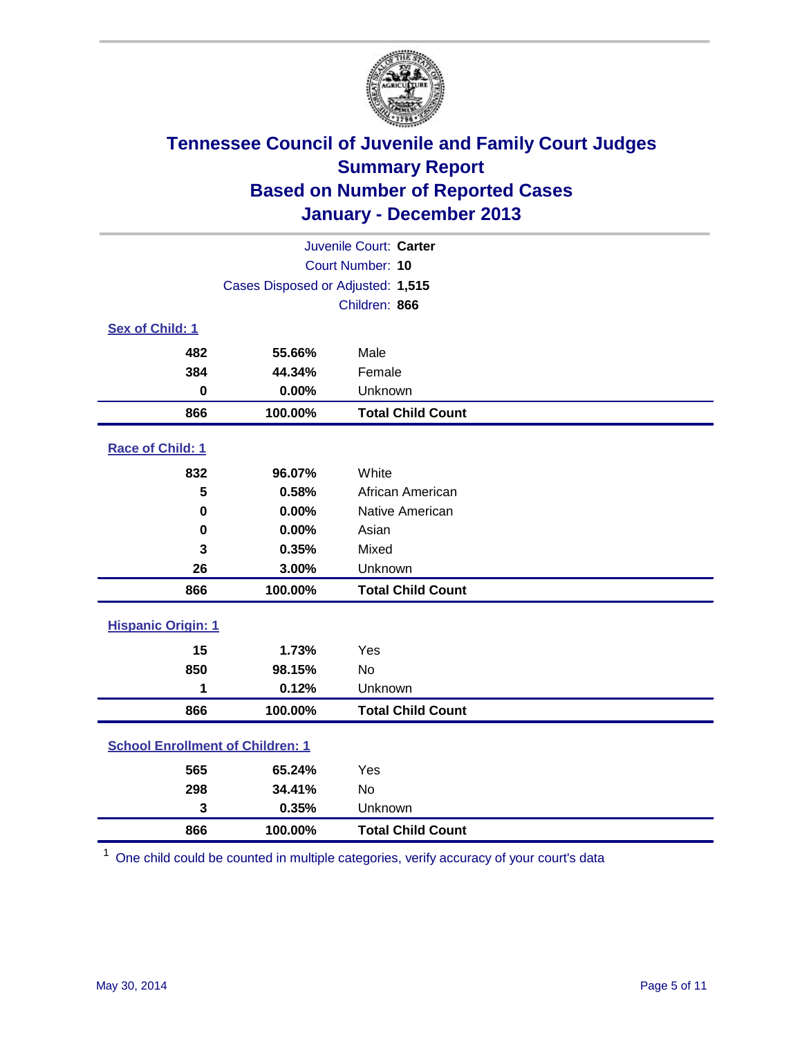# Tennessee Council of Juvenile and Family Court Judges
## Summary Report
## Based on Number of Reported Cases
## January - December 2013

Juvenile Court: **Carter**
Court Number: **10**
Cases Disposed or Adjusted: **1,515**
Children: **866**

### Sex of Child: 1

| Count | Percent | Category |
|---|---|---|
| 482 | 55.66% | Male |
| 384 | 44.34% | Female |
| 0 | 0.00% | Unknown |
| **866** | **100.00%** | **Total Child Count** |

### Race of Child: 1

| Count | Percent | Category |
|---|---|---|
| 832 | 96.07% | White |
| 5 | 0.58% | African American |
| 0 | 0.00% | Native American |
| 0 | 0.00% | Asian |
| 3 | 0.35% | Mixed |
| 26 | 3.00% | Unknown |
| **866** | **100.00%** | **Total Child Count** |

### Hispanic Origin: 1

| Count | Percent | Category |
|---|---|---|
| 15 | 1.73% | Yes |
| 850 | 98.15% | No |
| 1 | 0.12% | Unknown |
| **866** | **100.00%** | **Total Child Count** |

### School Enrollment of Children: 1

| Count | Percent | Category |
|---|---|---|
| 565 | 65.24% | Yes |
| 298 | 34.41% | No |
| 3 | 0.35% | Unknown |
| **866** | **100.00%** | **Total Child Count** |

[1] One child could be counted in multiple categories, verify accuracy of your court's data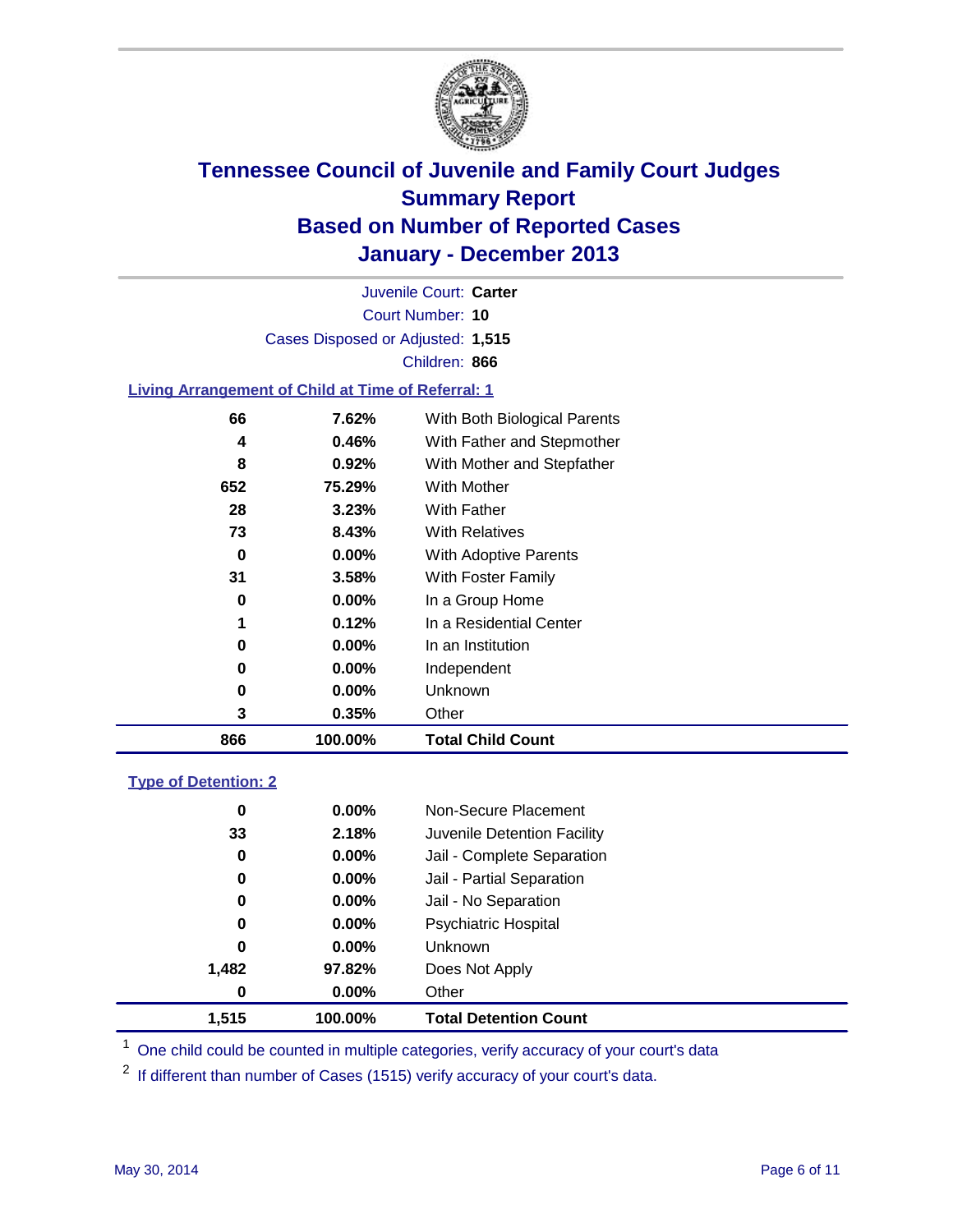# Tennessee Council of Juvenile and Family Court Judges
# Summary Report
# Based on Number of Reported Cases
# January - December 2013

Juvenile Court: **Carter**
Court Number: **10**
Cases Disposed or Adjusted: **1,515**
Children: **866**

## Living Arrangement of Child at Time of Referral: 1

| Count | Percent | Living Arrangement |
|---|---|---|
| 66 | 7.62% | With Both Biological Parents |
| 4 | 0.46% | With Father and Stepmother |
| 8 | 0.92% | With Mother and Stepfather |
| 652 | 75.29% | With Mother |
| 28 | 3.23% | With Father |
| 73 | 8.43% | With Relatives |
| 0 | 0.00% | With Adoptive Parents |
| 31 | 3.58% | With Foster Family |
| 0 | 0.00% | In a Group Home |
| 1 | 0.12% | In a Residential Center |
| 0 | 0.00% | In an Institution |
| 0 | 0.00% | Independent |
| 0 | 0.00% | Unknown |
| 3 | 0.35% | Other |
| **866** | **100.00%** | **Total Child Count** |

## Type of Detention: 2

| Count | Percent | Type of Detention |
|---|---|---|
| 0 | 0.00% | Non-Secure Placement |
| 33 | 2.18% | Juvenile Detention Facility |
| 0 | 0.00% | Jail - Complete Separation |
| 0 | 0.00% | Jail - Partial Separation |
| 0 | 0.00% | Jail - No Separation |
| 0 | 0.00% | Psychiatric Hospital |
| 0 | 0.00% | Unknown |
| 1,482 | 97.82% | Does Not Apply |
| 0 | 0.00% | Other |
| **1,515** | **100.00%** | **Total Detention Count** |

[1] One child could be counted in multiple categories, verify accuracy of your court's data

[2] If different than number of Cases (1515) verify accuracy of your court's data.

May 30, 2014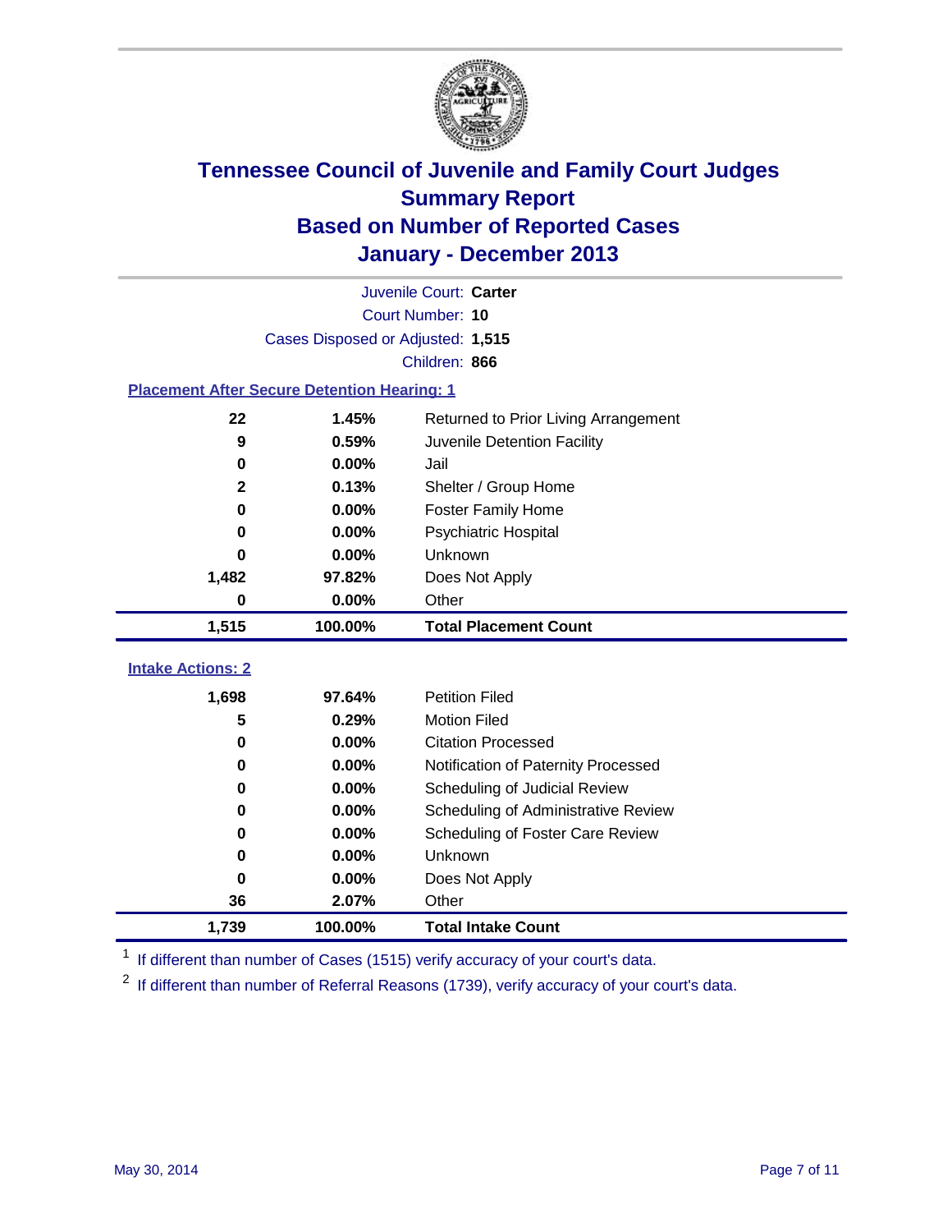# Tennessee Council of Juvenile and Family Court Judges
## Summary Report
## Based on Number of Reported Cases
## January - December 2013

Juvenile Court: **Carter**
Court Number: **10**
Cases Disposed or Adjusted: **1,515**
Children: **866**

### Placement After Secure Detention Hearing: 1

| | | |
|---|---|---|
| 22 | 1.45% | Returned to Prior Living Arrangement |
| 9 | 0.59% | Juvenile Detention Facility |
| 0 | 0.00% | Jail |
| 2 | 0.13% | Shelter / Group Home |
| 0 | 0.00% | Foster Family Home |
| 0 | 0.00% | Psychiatric Hospital |
| 0 | 0.00% | Unknown |
| 1,482 | 97.82% | Does Not Apply |
| 0 | 0.00% | Other |
| **1,515** | **100.00%** | **Total Placement Count** |

### Intake Actions: 2

| | | |
|---|---|---|
| 1,698 | 97.64% | Petition Filed |
| 5 | 0.29% | Motion Filed |
| 0 | 0.00% | Citation Processed |
| 0 | 0.00% | Notification of Paternity Processed |
| 0 | 0.00% | Scheduling of Judicial Review |
| 0 | 0.00% | Scheduling of Administrative Review |
| 0 | 0.00% | Scheduling of Foster Care Review |
| 0 | 0.00% | Unknown |
| 0 | 0.00% | Does Not Apply |
| 36 | 2.07% | Other |
| **1,739** | **100.00%** | **Total Intake Count** |

[1] If different than number of Cases (1515) verify accuracy of your court's data.

[2] If different than number of Referral Reasons (1739), verify accuracy of your court's data.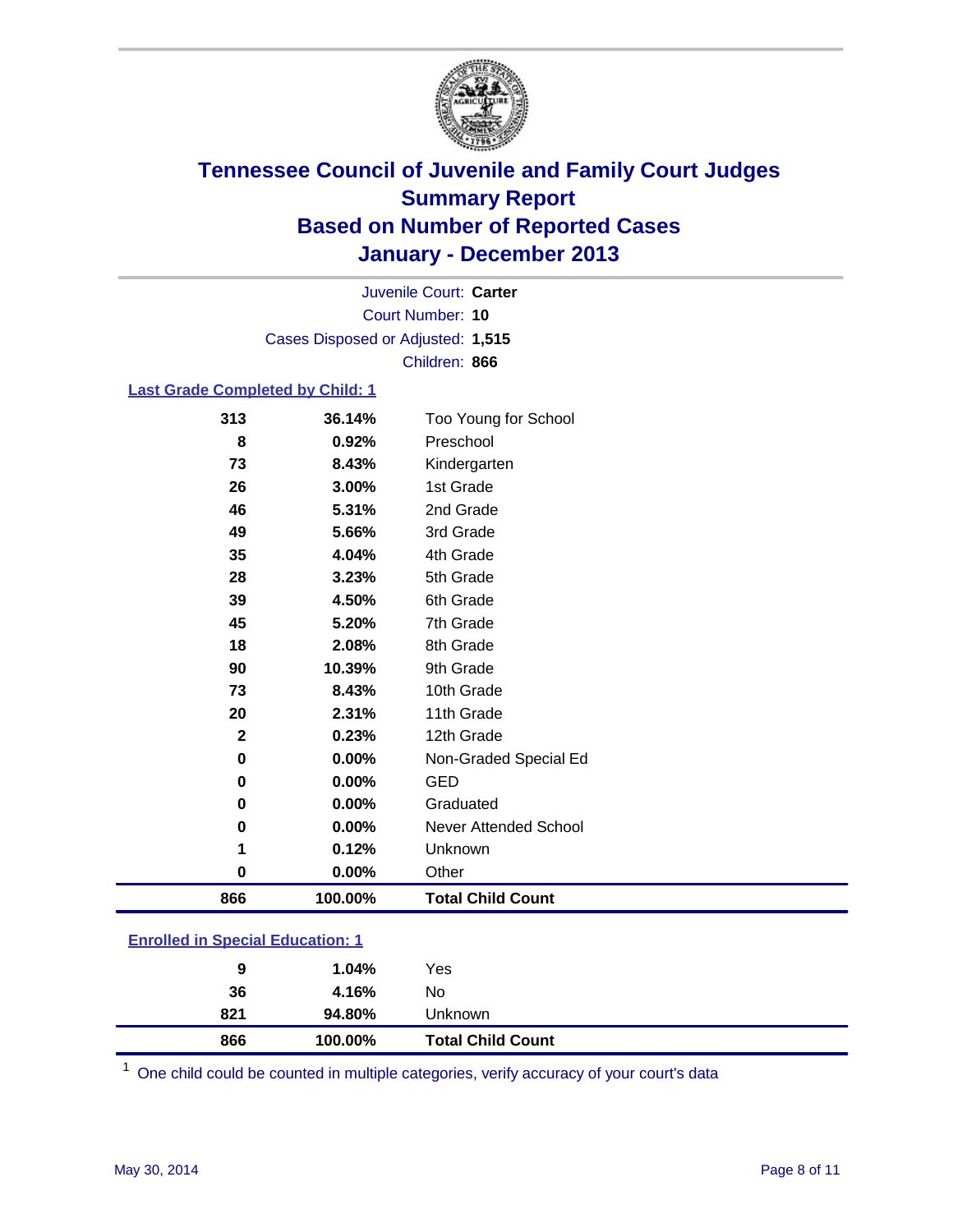# Tennessee Council of Juvenile and Family Court Judges
## Summary Report
## Based on Number of Reported Cases
## January - December 2013

Juvenile Court: **Carter**

Court Number: **10**

Cases Disposed or Adjusted: **1,515**

Children: **866**

### Last Grade Completed by Child: 1

| Count | Percent | Category |
|---|---|---|
| 313 | 36.14% | Too Young for School |
| 8 | 0.92% | Preschool |
| 73 | 8.43% | Kindergarten |
| 26 | 3.00% | 1st Grade |
| 46 | 5.31% | 2nd Grade |
| 49 | 5.66% | 3rd Grade |
| 35 | 4.04% | 4th Grade |
| 28 | 3.23% | 5th Grade |
| 39 | 4.50% | 6th Grade |
| 45 | 5.20% | 7th Grade |
| 18 | 2.08% | 8th Grade |
| 90 | 10.39% | 9th Grade |
| 73 | 8.43% | 10th Grade |
| 20 | 2.31% | 11th Grade |
| 2 | 0.23% | 12th Grade |
| 0 | 0.00% | Non-Graded Special Ed |
| 0 | 0.00% | GED |
| 0 | 0.00% | Graduated |
| 0 | 0.00% | Never Attended School |
| 1 | 0.12% | Unknown |
| 0 | 0.00% | Other |
| **866** | **100.00%** | **Total Child Count** |

### Enrolled in Special Education: 1

| Count | Percent | Category |
|---|---|---|
| 9 | 1.04% | Yes |
| 36 | 4.16% | No |
| 821 | 94.80% | Unknown |
| **866** | **100.00%** | **Total Child Count** |

[1] One child could be counted in multiple categories, verify accuracy of your court's data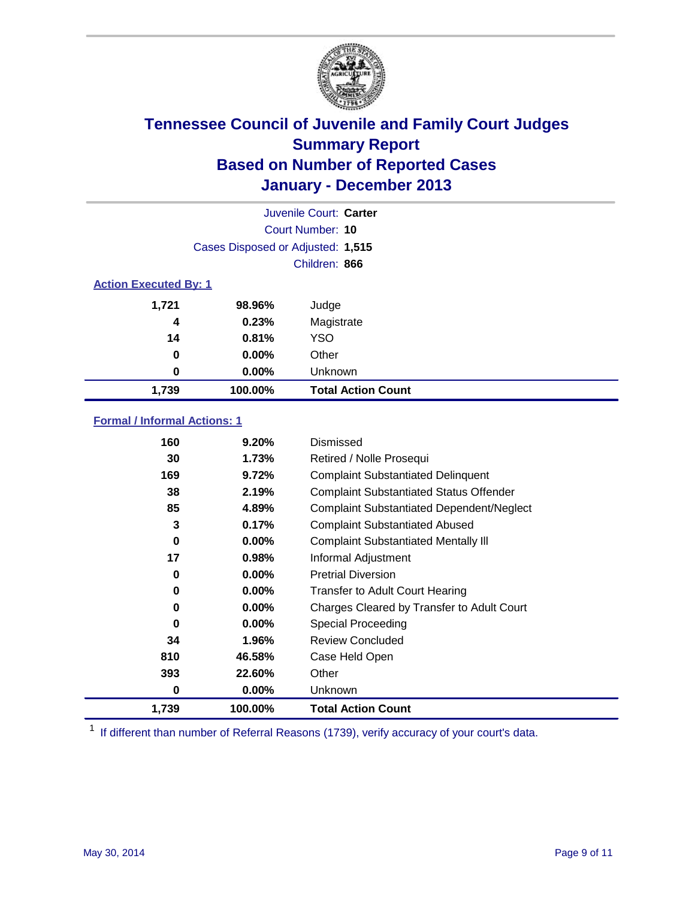# Tennessee Council of Juvenile and Family Court Judges
## Summary Report
## Based on Number of Reported Cases
## January - December 2013

Juvenile Court: **Carter**

Court Number: **10**

Cases Disposed or Adjusted: **1,515**

Children: **866**

### Action Executed By: 1

| Count | Percent | Action |
|---|---|---|
| 1,721 | 98.96% | Judge |
| 4 | 0.23% | Magistrate |
| 14 | 0.81% | YSO |
| 0 | 0.00% | Other |
| 0 | 0.00% | Unknown |
| **1,739** | **100.00%** | **Total Action Count** |

### Formal / Informal Actions: 1

| Count | Percent | Action |
|---|---|---|
| 160 | 9.20% | Dismissed |
| 30 | 1.73% | Retired / Nolle Prosequi |
| 169 | 9.72% | Complaint Substantiated Delinquent |
| 38 | 2.19% | Complaint Substantiated Status Offender |
| 85 | 4.89% | Complaint Substantiated Dependent/Neglect |
| 3 | 0.17% | Complaint Substantiated Abused |
| 0 | 0.00% | Complaint Substantiated Mentally Ill |
| 17 | 0.98% | Informal Adjustment |
| 0 | 0.00% | Pretrial Diversion |
| 0 | 0.00% | Transfer to Adult Court Hearing |
| 0 | 0.00% | Charges Cleared by Transfer to Adult Court |
| 0 | 0.00% | Special Proceeding |
| 34 | 1.96% | Review Concluded |
| 810 | 46.58% | Case Held Open |
| 393 | 22.60% | Other |
| 0 | 0.00% | Unknown |
| **1,739** | **100.00%** | **Total Action Count** |

[1] If different than number of Referral Reasons (1739), verify accuracy of your court's data.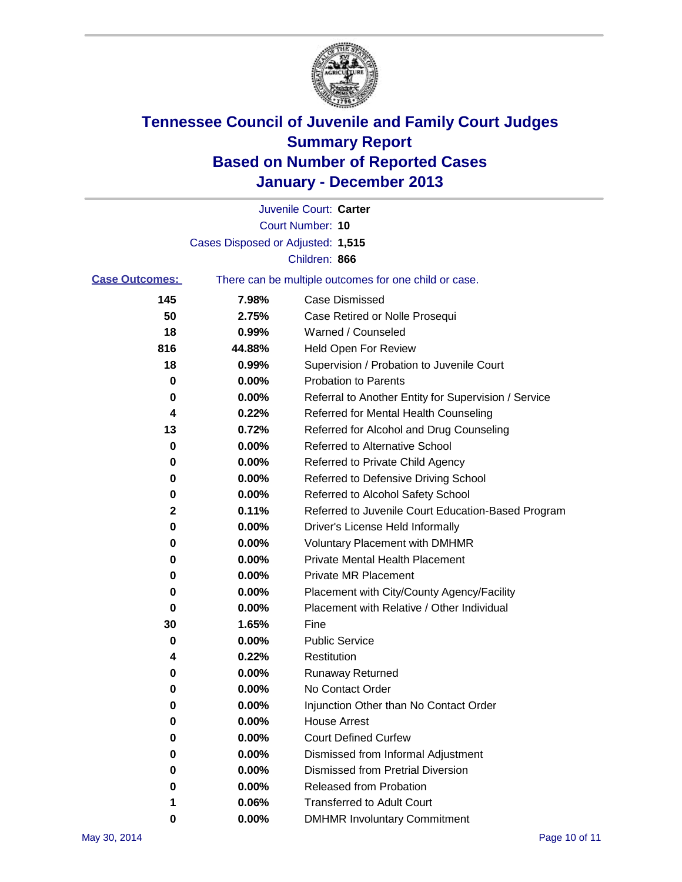# Tennessee Council of Juvenile and Family Court Judges
## Summary Report
## Based on Number of Reported Cases
## January - December 2013

Juvenile Court: **Carter**

Court Number: **10**

Cases Disposed or Adjusted: **1,515**

Children: **866**

**Case Outcomes:** There can be multiple outcomes for one child or case.

| Count | Percent | Outcome |
|---|---|---|
| 145 | 7.98% | Case Dismissed |
| 50 | 2.75% | Case Retired or Nolle Prosequi |
| 18 | 0.99% | Warned / Counseled |
| 816 | 44.88% | Held Open For Review |
| 18 | 0.99% | Supervision / Probation to Juvenile Court |
| 0 | 0.00% | Probation to Parents |
| 0 | 0.00% | Referral to Another Entity for Supervision / Service |
| 4 | 0.22% | Referred for Mental Health Counseling |
| 13 | 0.72% | Referred for Alcohol and Drug Counseling |
| 0 | 0.00% | Referred to Alternative School |
| 0 | 0.00% | Referred to Private Child Agency |
| 0 | 0.00% | Referred to Defensive Driving School |
| 0 | 0.00% | Referred to Alcohol Safety School |
| 2 | 0.11% | Referred to Juvenile Court Education-Based Program |
| 0 | 0.00% | Driver's License Held Informally |
| 0 | 0.00% | Voluntary Placement with DMHMR |
| 0 | 0.00% | Private Mental Health Placement |
| 0 | 0.00% | Private MR Placement |
| 0 | 0.00% | Placement with City/County Agency/Facility |
| 0 | 0.00% | Placement with Relative / Other Individual |
| 30 | 1.65% | Fine |
| 0 | 0.00% | Public Service |
| 4 | 0.22% | Restitution |
| 0 | 0.00% | Runaway Returned |
| 0 | 0.00% | No Contact Order |
| 0 | 0.00% | Injunction Other than No Contact Order |
| 0 | 0.00% | House Arrest |
| 0 | 0.00% | Court Defined Curfew |
| 0 | 0.00% | Dismissed from Informal Adjustment |
| 0 | 0.00% | Dismissed from Pretrial Diversion |
| 0 | 0.00% | Released from Probation |
| 1 | 0.06% | Transferred to Adult Court |
| 0 | 0.00% | DMHMR Involuntary Commitment |

May 30, 2014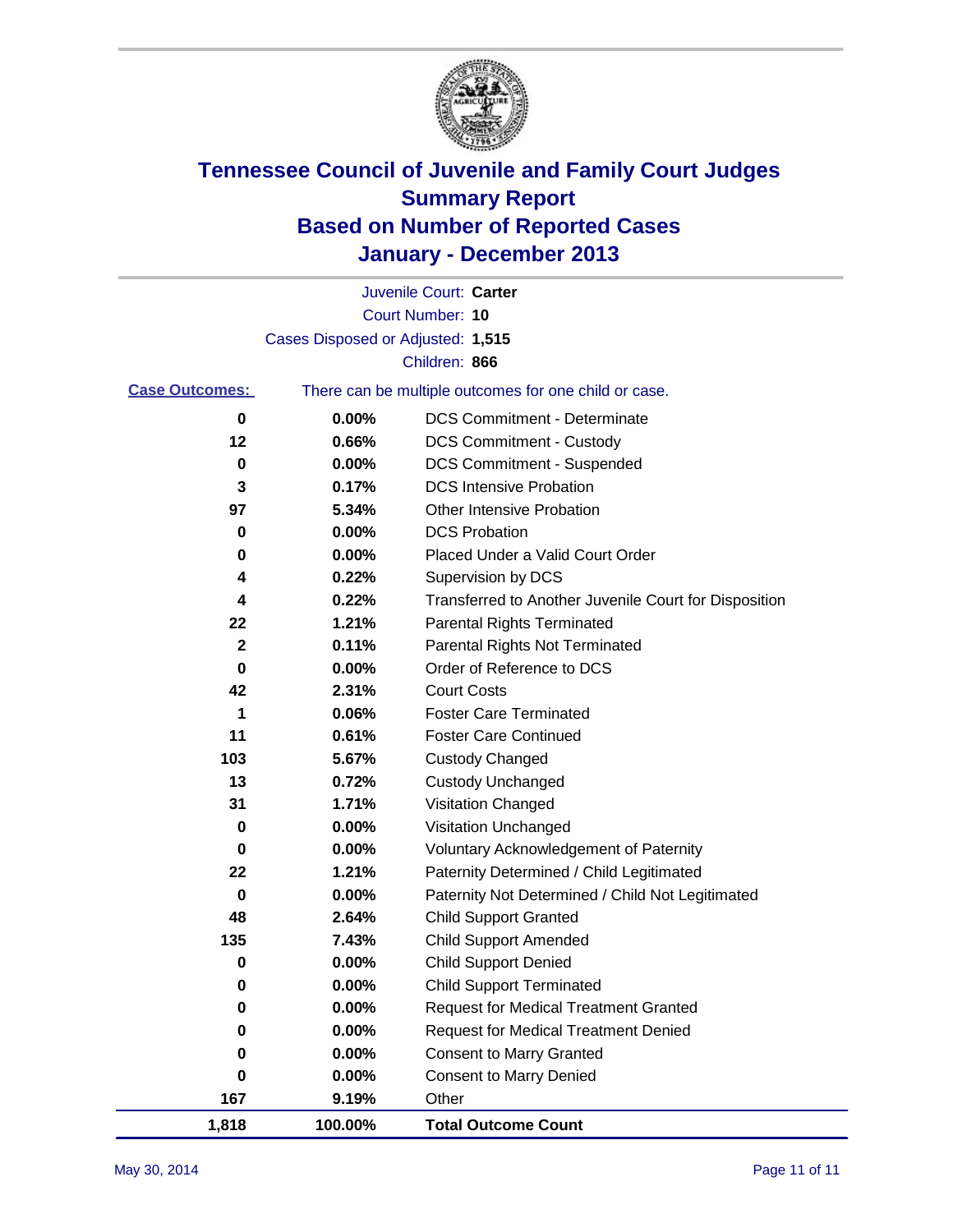# Tennessee Council of Juvenile and Family Court Judges
# Summary Report
# Based on Number of Reported Cases
# January - December 2013

Juvenile Court: **Carter**

Court Number: **10**

Cases Disposed or Adjusted: **1,515**

Children: **866**

**Case Outcomes:** There can be multiple outcomes for one child or case.

| | | |
|---|---|---|
| **0** | **0.00%** | DCS Commitment - Determinate |
| **12** | **0.66%** | DCS Commitment - Custody |
| **0** | **0.00%** | DCS Commitment - Suspended |
| **3** | **0.17%** | DCS Intensive Probation |
| **97** | **5.34%** | Other Intensive Probation |
| **0** | **0.00%** | DCS Probation |
| **0** | **0.00%** | Placed Under a Valid Court Order |
| **4** | **0.22%** | Supervision by DCS |
| **4** | **0.22%** | Transferred to Another Juvenile Court for Disposition |
| **22** | **1.21%** | Parental Rights Terminated |
| **2** | **0.11%** | Parental Rights Not Terminated |
| **0** | **0.00%** | Order of Reference to DCS |
| **42** | **2.31%** | Court Costs |
| **1** | **0.06%** | Foster Care Terminated |
| **11** | **0.61%** | Foster Care Continued |
| **103** | **5.67%** | Custody Changed |
| **13** | **0.72%** | Custody Unchanged |
| **31** | **1.71%** | Visitation Changed |
| **0** | **0.00%** | Visitation Unchanged |
| **0** | **0.00%** | Voluntary Acknowledgement of Paternity |
| **22** | **1.21%** | Paternity Determined / Child Legitimated |
| **0** | **0.00%** | Paternity Not Determined / Child Not Legitimated |
| **48** | **2.64%** | Child Support Granted |
| **135** | **7.43%** | Child Support Amended |
| **0** | **0.00%** | Child Support Denied |
| **0** | **0.00%** | Child Support Terminated |
| **0** | **0.00%** | Request for Medical Treatment Granted |
| **0** | **0.00%** | Request for Medical Treatment Denied |
| **0** | **0.00%** | Consent to Marry Granted |
| **0** | **0.00%** | Consent to Marry Denied |
| **167** | **9.19%** | Other |
| **1,818** | **100.00%** | **Total Outcome Count** |

May 30, 2014